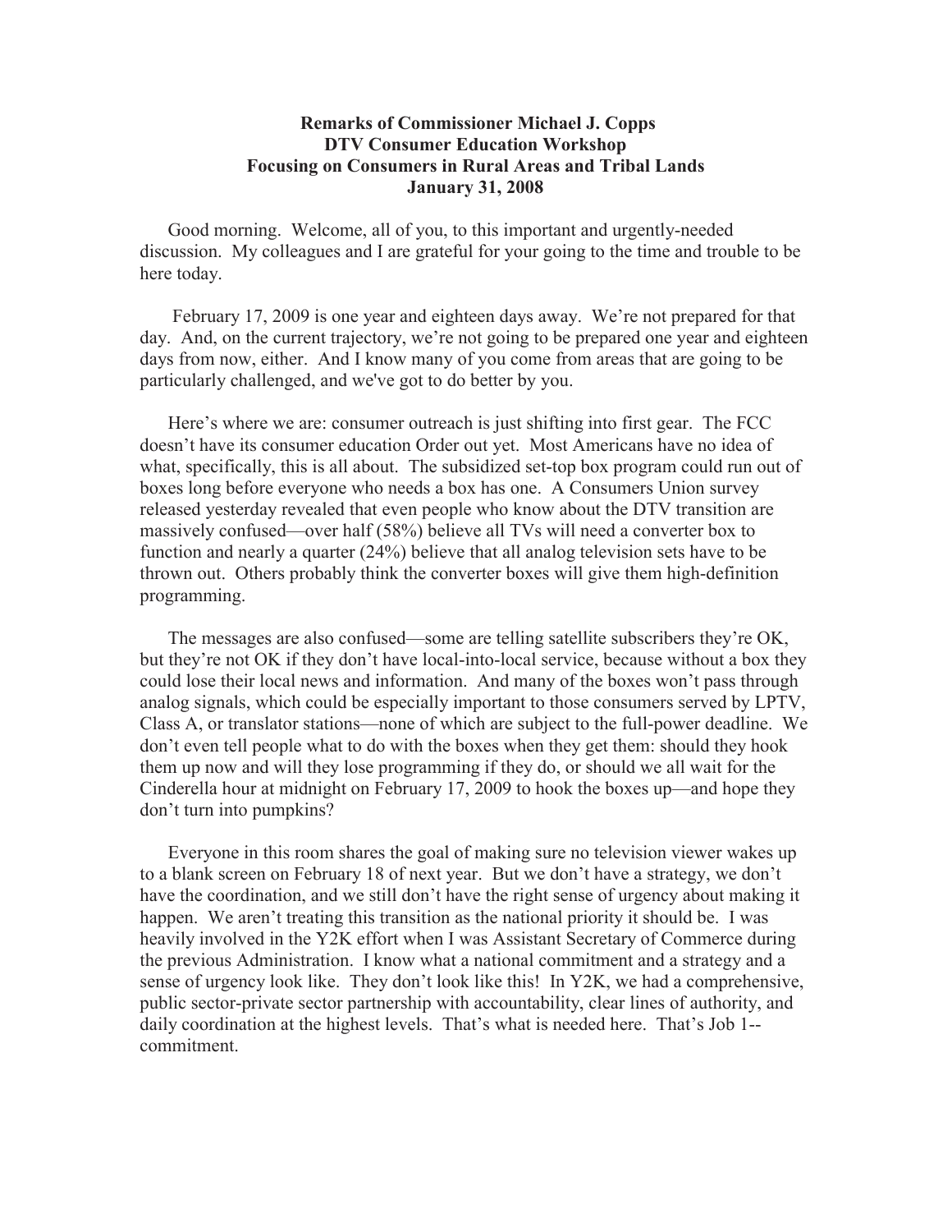**Remarks of Commissioner Michael J. Copps**
**DTV Consumer Education Workshop**
**Focusing on Consumers in Rural Areas and Tribal Lands**
**January 31, 2008**

Good morning. Welcome, all of you, to this important and urgently-needed discussion. My colleagues and I are grateful for your going to the time and trouble to be here today.

February 17, 2009 is one year and eighteen days away. We're not prepared for that day. And, on the current trajectory, we're not going to be prepared one year and eighteen days from now, either. And I know many of you come from areas that are going to be particularly challenged, and we've got to do better by you.

Here's where we are: consumer outreach is just shifting into first gear. The FCC doesn't have its consumer education Order out yet. Most Americans have no idea of what, specifically, this is all about. The subsidized set-top box program could run out of boxes long before everyone who needs a box has one. A Consumers Union survey released yesterday revealed that even people who know about the DTV transition are massively confused—over half (58%) believe all TVs will need a converter box to function and nearly a quarter (24%) believe that all analog television sets have to be thrown out. Others probably think the converter boxes will give them high-definition programming.

The messages are also confused—some are telling satellite subscribers they're OK, but they're not OK if they don't have local-into-local service, because without a box they could lose their local news and information. And many of the boxes won't pass through analog signals, which could be especially important to those consumers served by LPTV, Class A, or translator stations—none of which are subject to the full-power deadline. We don't even tell people what to do with the boxes when they get them: should they hook them up now and will they lose programming if they do, or should we all wait for the Cinderella hour at midnight on February 17, 2009 to hook the boxes up—and hope they don't turn into pumpkins?

Everyone in this room shares the goal of making sure no television viewer wakes up to a blank screen on February 18 of next year. But we don't have a strategy, we don't have the coordination, and we still don't have the right sense of urgency about making it happen. We aren't treating this transition as the national priority it should be. I was heavily involved in the Y2K effort when I was Assistant Secretary of Commerce during the previous Administration. I know what a national commitment and a strategy and a sense of urgency look like. They don't look like this! In Y2K, we had a comprehensive, public sector-private sector partnership with accountability, clear lines of authority, and daily coordination at the highest levels. That's what is needed here. That's Job 1--commitment.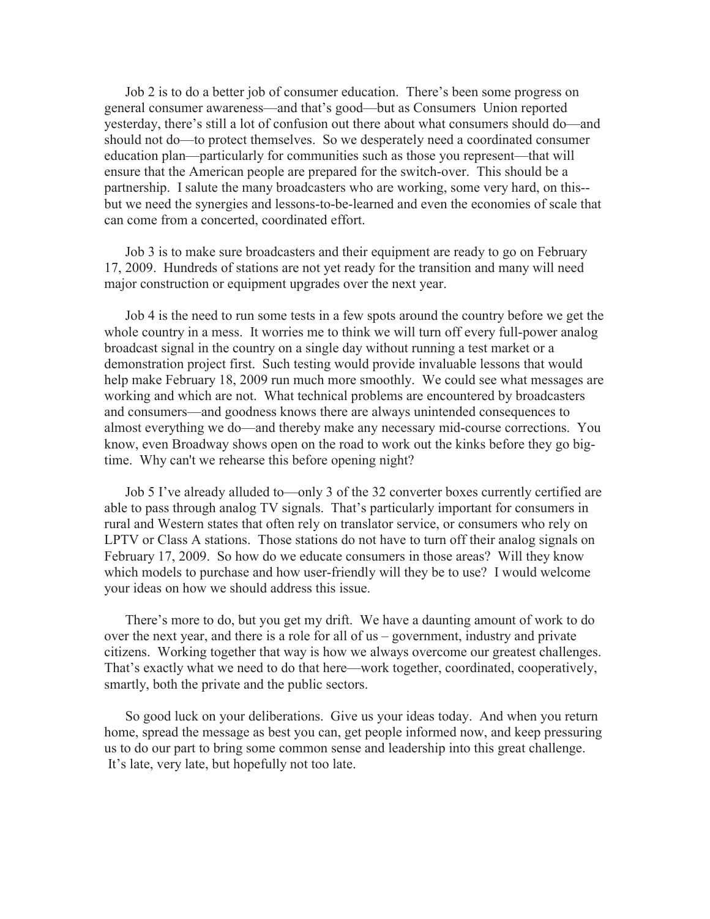Job 2 is to do a better job of consumer education. There's been some progress on general consumer awareness—and that's good—but as Consumers Union reported yesterday, there's still a lot of confusion out there about what consumers should do—and should not do—to protect themselves. So we desperately need a coordinated consumer education plan—particularly for communities such as those you represent—that will ensure that the American people are prepared for the switch-over. This should be a partnership. I salute the many broadcasters who are working, some very hard, on this--but we need the synergies and lessons-to-be-learned and even the economies of scale that can come from a concerted, coordinated effort.

Job 3 is to make sure broadcasters and their equipment are ready to go on February 17, 2009. Hundreds of stations are not yet ready for the transition and many will need major construction or equipment upgrades over the next year.

Job 4 is the need to run some tests in a few spots around the country before we get the whole country in a mess. It worries me to think we will turn off every full-power analog broadcast signal in the country on a single day without running a test market or a demonstration project first. Such testing would provide invaluable lessons that would help make February 18, 2009 run much more smoothly. We could see what messages are working and which are not. What technical problems are encountered by broadcasters and consumers—and goodness knows there are always unintended consequences to almost everything we do—and thereby make any necessary mid-course corrections. You know, even Broadway shows open on the road to work out the kinks before they go big-time. Why can't we rehearse this before opening night?

Job 5 I've already alluded to—only 3 of the 32 converter boxes currently certified are able to pass through analog TV signals. That's particularly important for consumers in rural and Western states that often rely on translator service, or consumers who rely on LPTV or Class A stations. Those stations do not have to turn off their analog signals on February 17, 2009. So how do we educate consumers in those areas? Will they know which models to purchase and how user-friendly will they be to use? I would welcome your ideas on how we should address this issue.

There's more to do, but you get my drift. We have a daunting amount of work to do over the next year, and there is a role for all of us – government, industry and private citizens. Working together that way is how we always overcome our greatest challenges. That's exactly what we need to do that here—work together, coordinated, cooperatively, smartly, both the private and the public sectors.

So good luck on your deliberations. Give us your ideas today. And when you return home, spread the message as best you can, get people informed now, and keep pressuring us to do our part to bring some common sense and leadership into this great challenge. It's late, very late, but hopefully not too late.